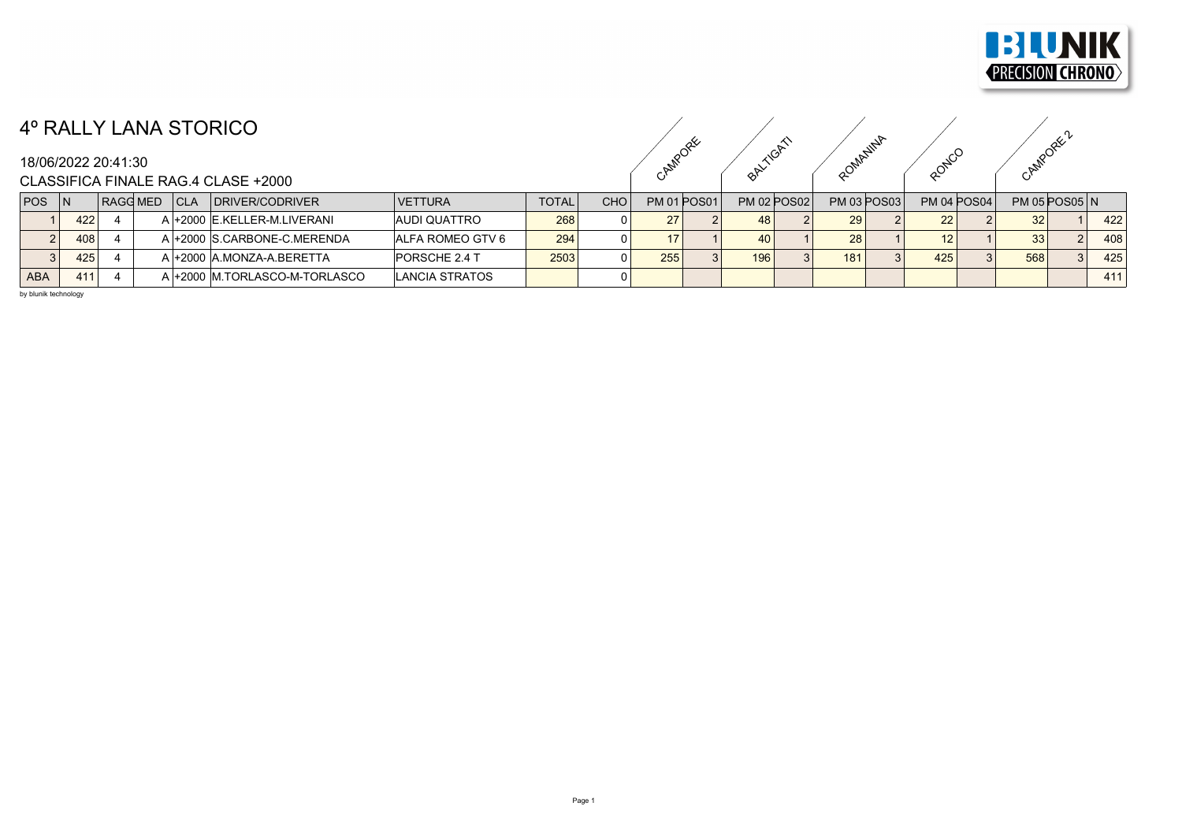# 4º RALLY LANA STORICO

18/06/2022 20:41:30

CLASSIFICA FINALE RAG.4 CLASE +2000

| | | | | | | | | | CAMPORE | | BALTIGATI | | ROMANINA | | RONCO | | CAMPORE 2 | | |
|---|---|---|---|---|---|---|---|---|---|---|---|---|---|---|---|---|---|---|---|
| POS | N | RAGG | MED | CLA | DRIVER/CODRIVER | VETTURA | TOTAL | CHO | PM 01 | POS01 | PM 02 | POS02 | PM 03 | POS03 | PM 04 | POS04 | PM 05 | POS05 | N |
| 1 | 422 | 4 | A | +2000 | E.KELLER-M.LIVERANI | AUDI QUATTRO | 268 | 0 | 27 | 2 | 48 | 2 | 29 | 2 | 22 | 2 | 32 | 1 | 422 |
| 2 | 408 | 4 | A | +2000 | S.CARBONE-C.MERENDA | ALFA ROMEO GTV 6 | 294 | 0 | 17 | 1 | 40 | 1 | 28 | 1 | 12 | 1 | 33 | 2 | 408 |
| 3 | 425 | 4 | A | +2000 | A.MONZA-A.BERETTA | PORSCHE 2.4 T | 2503 | 0 | 255 | 3 | 196 | 3 | 181 | 3 | 425 | 3 | 568 | 3 | 425 |
| ABA | 411 | 4 | A | +2000 | M.TORLASCO-M-TORLASCO | LANCIA STRATOS | | 0 | | | | | | | | | | | 411 |

by blunik technology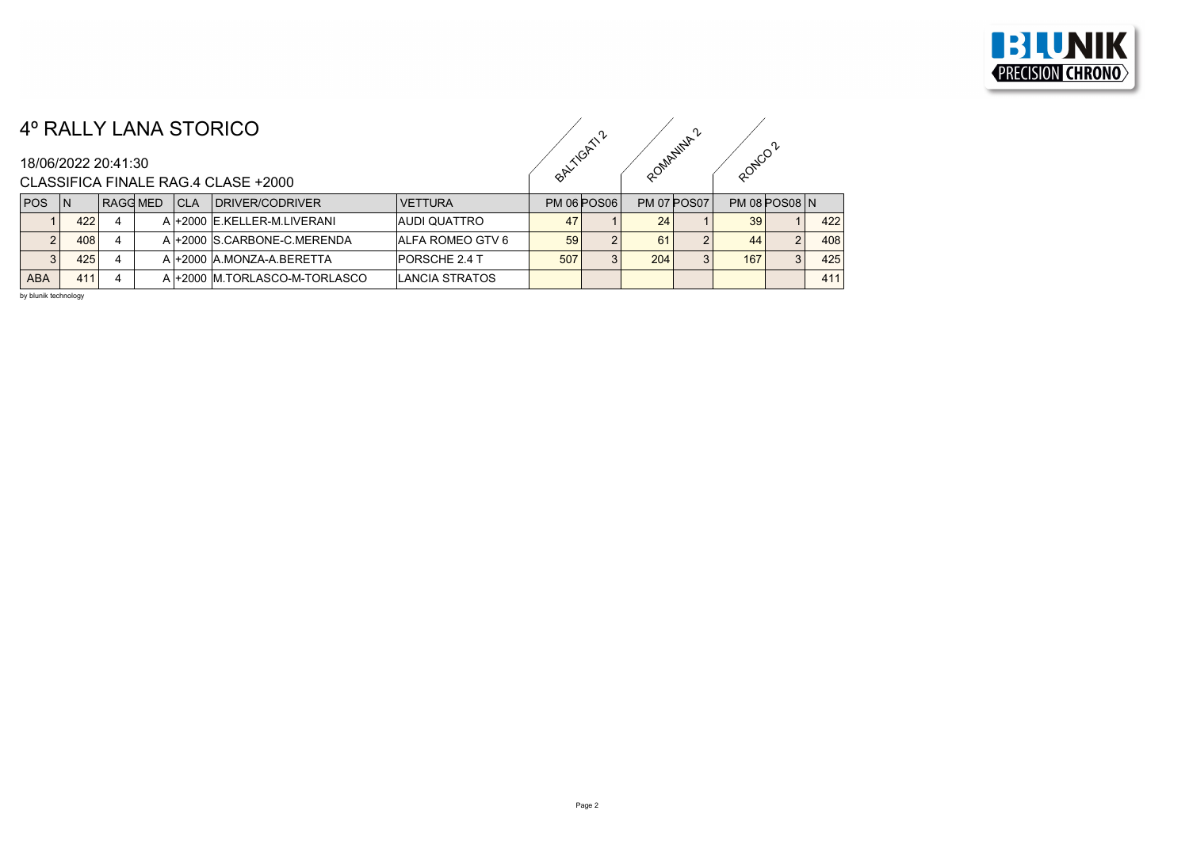# 4º RALLY LANA STORICO

18/06/2022 20:41:30

CLASSIFICA FINALE RAG.4 CLASE +2000

| | | | | | | | BALTIGATI 2 | | ROMANINA 2 | | RONCO 2 | | |
|---|---|---|---|---|---|---|---|---|---|---|---|---|---|
| POS | N | RAGG | MED | CLA | DRIVER/CODRIVER | VETTURA | PM 06 | POS06 | PM 07 | POS07 | PM 08 | POS08 | N |
| 1 | 422 | 4 | A | +2000 | E.KELLER-M.LIVERANI | AUDI QUATTRO | 47 | 1 | 24 | 1 | 39 | 1 | 422 |
| 2 | 408 | 4 | A | +2000 | S.CARBONE-C.MERENDA | ALFA ROMEO GTV 6 | 59 | 2 | 61 | 2 | 44 | 2 | 408 |
| 3 | 425 | 4 | A | +2000 | A.MONZA-A.BERETTA | PORSCHE 2.4 T | 507 | 3 | 204 | 3 | 167 | 3 | 425 |
| ABA | 411 | 4 | A | +2000 | M.TORLASCO-M-TORLASCO | LANCIA STRATOS | | | | | | | 411 |

by blunik technology